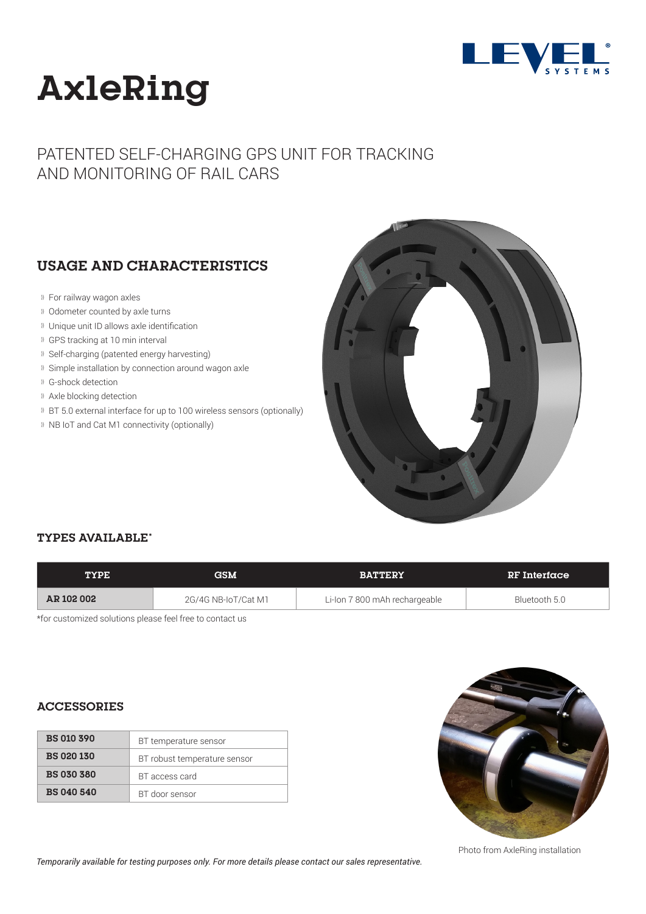# AxleRing

## PATENTED SELF-CHARGING GPS UNIT FOR TRACKING AND MONITORING OF RAIL CARS

### USAGE AND CHARACTERISTICS

- For railway wagon axles
- Odometer counted by axle turns
- Unique unit ID allows axle identification
- GPS tracking at 10 min interval
- Self-charging (patented energy harvesting)
- Simple installation by connection around wagon axle
- G-shock detection
- Axle blocking detection
- BT 5.0 external interface for up to 100 wireless sensors (optionally)
- NB IoT and Cat M1 connectivity (optionally)

### TYPES AVAILABLE*

| TYPE | GSM | BATTERY | RF Interface |
|---|---|---|---|
| **AR 102 002** | 2G/4G NB-IoT/Cat M1 | Li-Ion 7 800 mAh rechargeable | Bluetooth 5.0 |

*for customized solutions please feel free to contact us

### ACCESSORIES

| | |
|---|---|
| **BS 010 390** | BT temperature sensor |
| **BS 020 130** | BT robust temperature sensor |
| **BS 030 380** | BT access card |
| **BS 040 540** | BT door sensor |

Photo from AxleRing installation

*Temporarily available for testing purposes only. For more details please contact our sales representative.*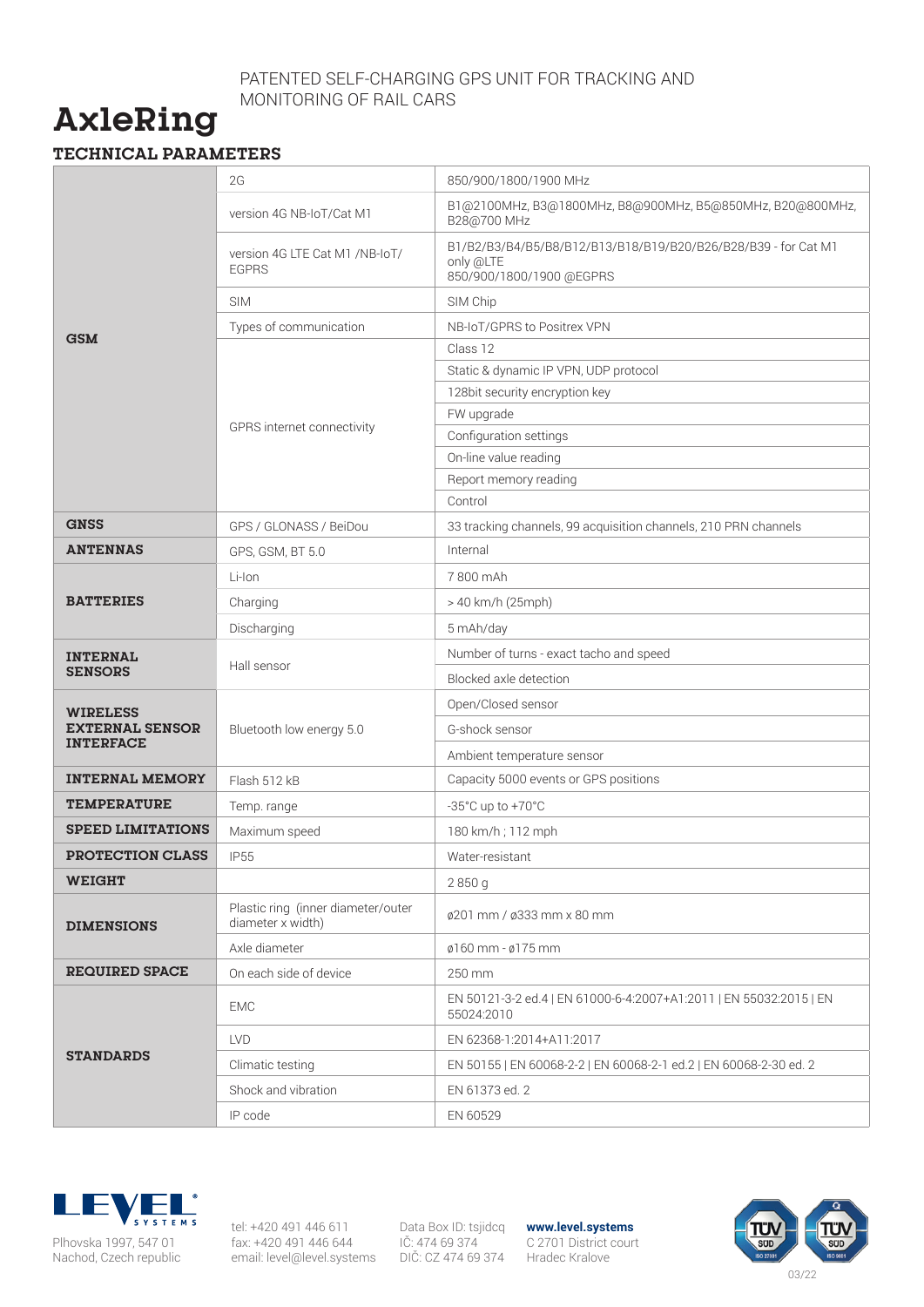PATENTED SELF-CHARGING GPS UNIT FOR TRACKING AND MONITORING OF RAIL CARS

# AxleRing

## TECHNICAL PARAMETERS

| | | |
|---|---|---|
| **GSM** | 2G | 850/900/1800/1900 MHz |
| | version 4G NB-IoT/Cat M1 | B1@2100MHz, B3@1800MHz, B8@900MHz, B5@850MHz, B20@800MHz, B28@700 MHz |
| | version 4G LTE Cat M1 /NB-IoT/ EGPRS | B1/B2/B3/B4/B5/B8/B12/B13/B18/B19/B20/B26/B28/B39 - for Cat M1 only @LTE<br>850/900/1800/1900 @EGPRS |
| | SIM | SIM Chip |
| | Types of communication | NB-IoT/GPRS to Positrex VPN |
| | GPRS internet connectivity | Class 12 |
| | | Static & dynamic IP VPN, UDP protocol |
| | | 128bit security encryption key |
| | | FW upgrade |
| | | Configuration settings |
| | | On-line value reading |
| | | Report memory reading |
| | | Control |
| **GNSS** | GPS / GLONASS / BeiDou | 33 tracking channels, 99 acquisition channels, 210 PRN channels |
| **ANTENNAS** | GPS, GSM, BT 5.0 | Internal |
| **BATTERIES** | Li-Ion | 7 800 mAh |
| | Charging | > 40 km/h (25mph) |
| | Discharging | 5 mAh/day |
| **INTERNAL SENSORS** | Hall sensor | Number of turns - exact tacho and speed |
| | | Blocked axle detection |
| **WIRELESS EXTERNAL SENSOR INTERFACE** | Bluetooth low energy 5.0 | Open/Closed sensor |
| | | G-shock sensor |
| | | Ambient temperature sensor |
| **INTERNAL MEMORY** | Flash 512 kB | Capacity 5000 events or GPS positions |
| **TEMPERATURE** | Temp. range | -35°C up to +70°C |
| **SPEED LIMITATIONS** | Maximum speed | 180 km/h ; 112 mph |
| **PROTECTION CLASS** | IP55 | Water-resistant |
| **WEIGHT** | | 2 850 g |
| **DIMENSIONS** | Plastic ring (inner diameter/outer diameter x width) | ø201 mm / ø333 mm x 80 mm |
| | Axle diameter | ø160 mm - ø175 mm |
| **REQUIRED SPACE** | On each side of device | 250 mm |
| **STANDARDS** | EMC | EN 50121-3-2 ed.4 \| EN 61000-6-4:2007+A1:2011 \| EN 55032:2015 \| EN 55024:2010 |
| | LVD | EN 62368-1:2014+A11:2017 |
| | Climatic testing | EN 50155 \| EN 60068-2-2 \| EN 60068-2-1 ed.2 \| EN 60068-2-30 ed. 2 |
| | Shock and vibration | EN 61373 ed. 2 |
| | IP code | EN 60529 |

Plhovska 1997, 547 01
Nachod, Czech republic

tel: +420 491 446 611
fax: +420 491 446 644
email: level@level.systems

Data Box ID: tsjidcq
IČ: 474 69 374
DIČ: CZ 474 69 374

**www.level.systems**
C 2701 District court
Hradec Kralove

03/22